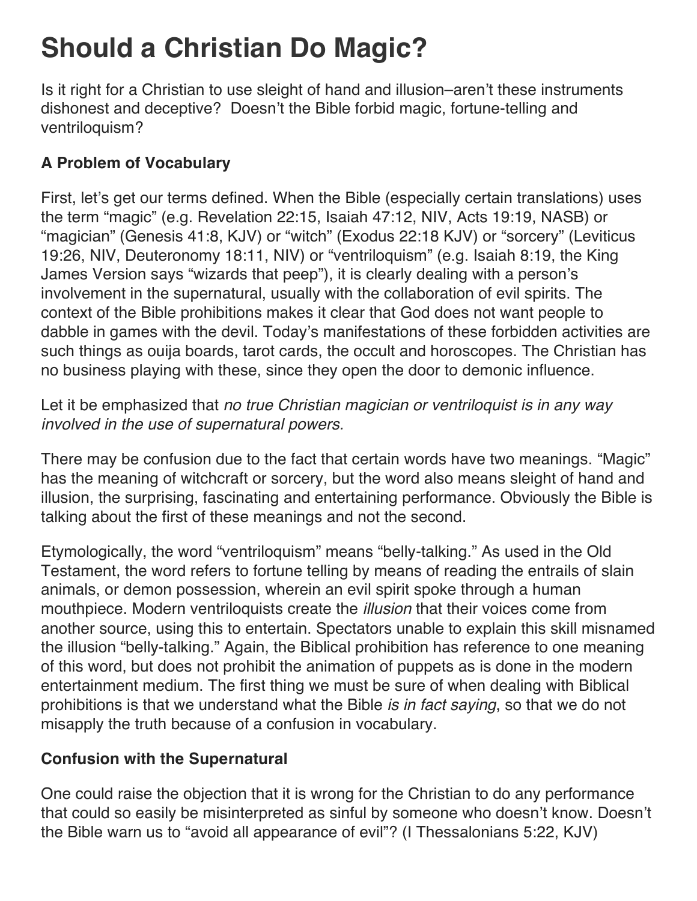# Should a Christian Do Magic?

Is it right for a Christian to use sleight of hand and illusion–aren't these instruments dishonest and deceptive? Doesn't the Bible forbid magic, fortune-telling and ventriloquism?

### A Problem of Vocabulary

First, let's get our terms defined. When the Bible (especially certain translations) uses the term "magic" (e.g. Revelation 22:15, Isaiah 47:12, NIV, Acts 19:19, NASB) or "magician" (Genesis 41:8, KJV) or "witch" (Exodus 22:18 KJV) or "sorcery" (Leviticus 19:26, NIV, Deuteronomy 18:11, NIV) or "ventriloquism" (e.g. Isaiah 8:19, the King James Version says "wizards that peep"), it is clearly dealing with a person's involvement in the supernatural, usually with the collaboration of evil spirits. The context of the Bible prohibitions makes it clear that God does not want people to dabble in games with the devil. Today's manifestations of these forbidden activities are such things as ouija boards, tarot cards, the occult and horoscopes. The Christian has no business playing with these, since they open the door to demonic influence.

Let it be emphasized that *no true Christian magician or ventriloquist is in any way involved in the use of supernatural powers.*

There may be confusion due to the fact that certain words have two meanings. "Magic" has the meaning of witchcraft or sorcery, but the word also means sleight of hand and illusion, the surprising, fascinating and entertaining performance. Obviously the Bible is talking about the first of these meanings and not the second.

Etymologically, the word "ventriloquism" means "belly-talking." As used in the Old Testament, the word refers to fortune telling by means of reading the entrails of slain animals, or demon possession, wherein an evil spirit spoke through a human mouthpiece. Modern ventriloquists create the *illusion* that their voices come from another source, using this to entertain. Spectators unable to explain this skill misnamed the illusion "belly-talking." Again, the Biblical prohibition has reference to one meaning of this word, but does not prohibit the animation of puppets as is done in the modern entertainment medium. The first thing we must be sure of when dealing with Biblical prohibitions is that we understand what the Bible *is in fact saying*, so that we do not misapply the truth because of a confusion in vocabulary.

### Confusion with the Supernatural

One could raise the objection that it is wrong for the Christian to do any performance that could so easily be misinterpreted as sinful by someone who doesn't know. Doesn't the Bible warn us to "avoid all appearance of evil"? (I Thessalonians 5:22, KJV)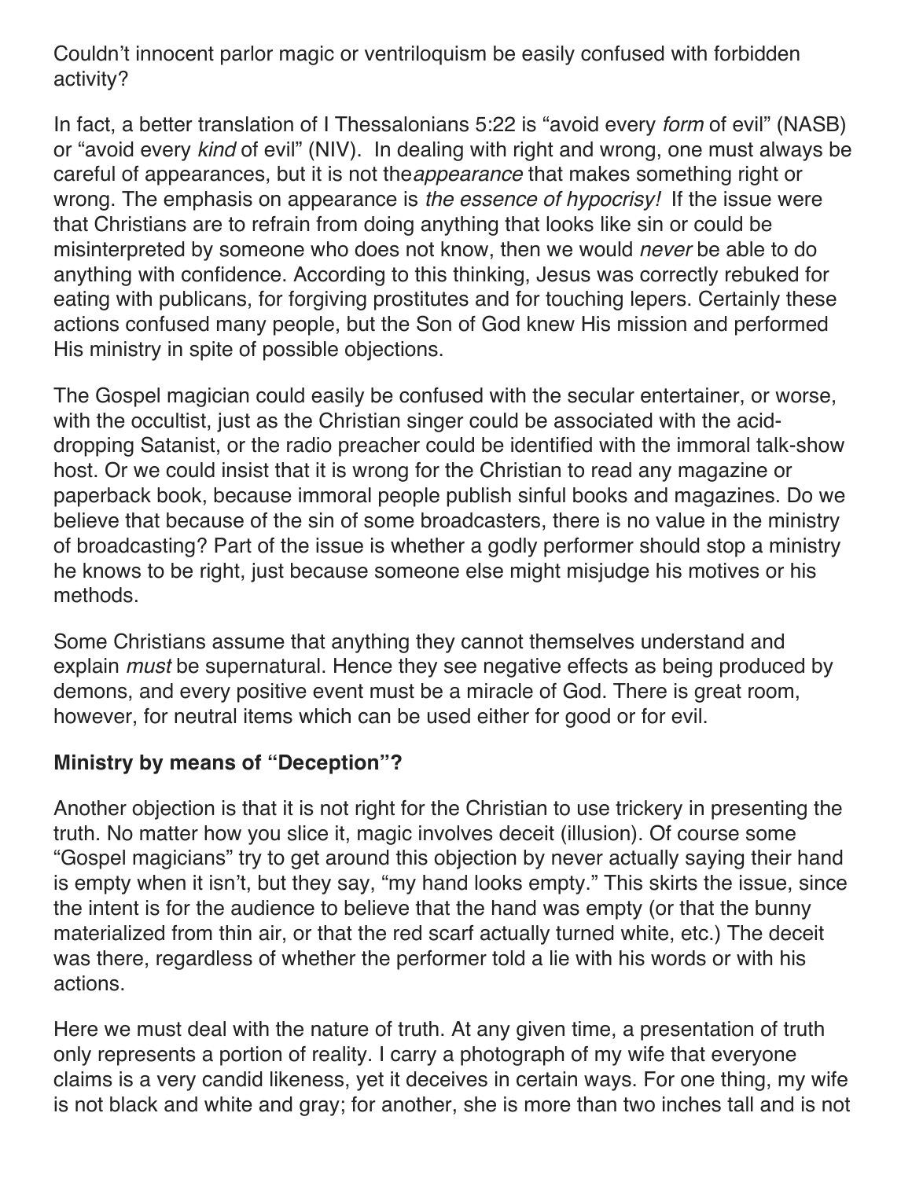Couldn't innocent parlor magic or ventriloquism be easily confused with forbidden activity?

In fact, a better translation of I Thessalonians 5:22 is "avoid every *form* of evil" (NASB) or "avoid every *kind* of evil" (NIV). In dealing with right and wrong, one must always be careful of appearances, but it is not the *appearance* that makes something right or wrong. The emphasis on appearance is *the essence of hypocrisy!* If the issue were that Christians are to refrain from doing anything that looks like sin or could be misinterpreted by someone who does not know, then we would *never* be able to do anything with confidence. According to this thinking, Jesus was correctly rebuked for eating with publicans, for forgiving prostitutes and for touching lepers. Certainly these actions confused many people, but the Son of God knew His mission and performed His ministry in spite of possible objections.

The Gospel magician could easily be confused with the secular entertainer, or worse, with the occultist, just as the Christian singer could be associated with the acid-dropping Satanist, or the radio preacher could be identified with the immoral talk-show host. Or we could insist that it is wrong for the Christian to read any magazine or paperback book, because immoral people publish sinful books and magazines. Do we believe that because of the sin of some broadcasters, there is no value in the ministry of broadcasting? Part of the issue is whether a godly performer should stop a ministry he knows to be right, just because someone else might misjudge his motives or his methods.

Some Christians assume that anything they cannot themselves understand and explain *must* be supernatural. Hence they see negative effects as being produced by demons, and every positive event must be a miracle of God. There is great room, however, for neutral items which can be used either for good or for evil.

### Ministry by means of "Deception"?

Another objection is that it is not right for the Christian to use trickery in presenting the truth. No matter how you slice it, magic involves deceit (illusion). Of course some "Gospel magicians" try to get around this objection by never actually saying their hand is empty when it isn't, but they say, "my hand looks empty." This skirts the issue, since the intent is for the audience to believe that the hand was empty (or that the bunny materialized from thin air, or that the red scarf actually turned white, etc.) The deceit was there, regardless of whether the performer told a lie with his words or with his actions.

Here we must deal with the nature of truth. At any given time, a presentation of truth only represents a portion of reality. I carry a photograph of my wife that everyone claims is a very candid likeness, yet it deceives in certain ways. For one thing, my wife is not black and white and gray; for another, she is more than two inches tall and is not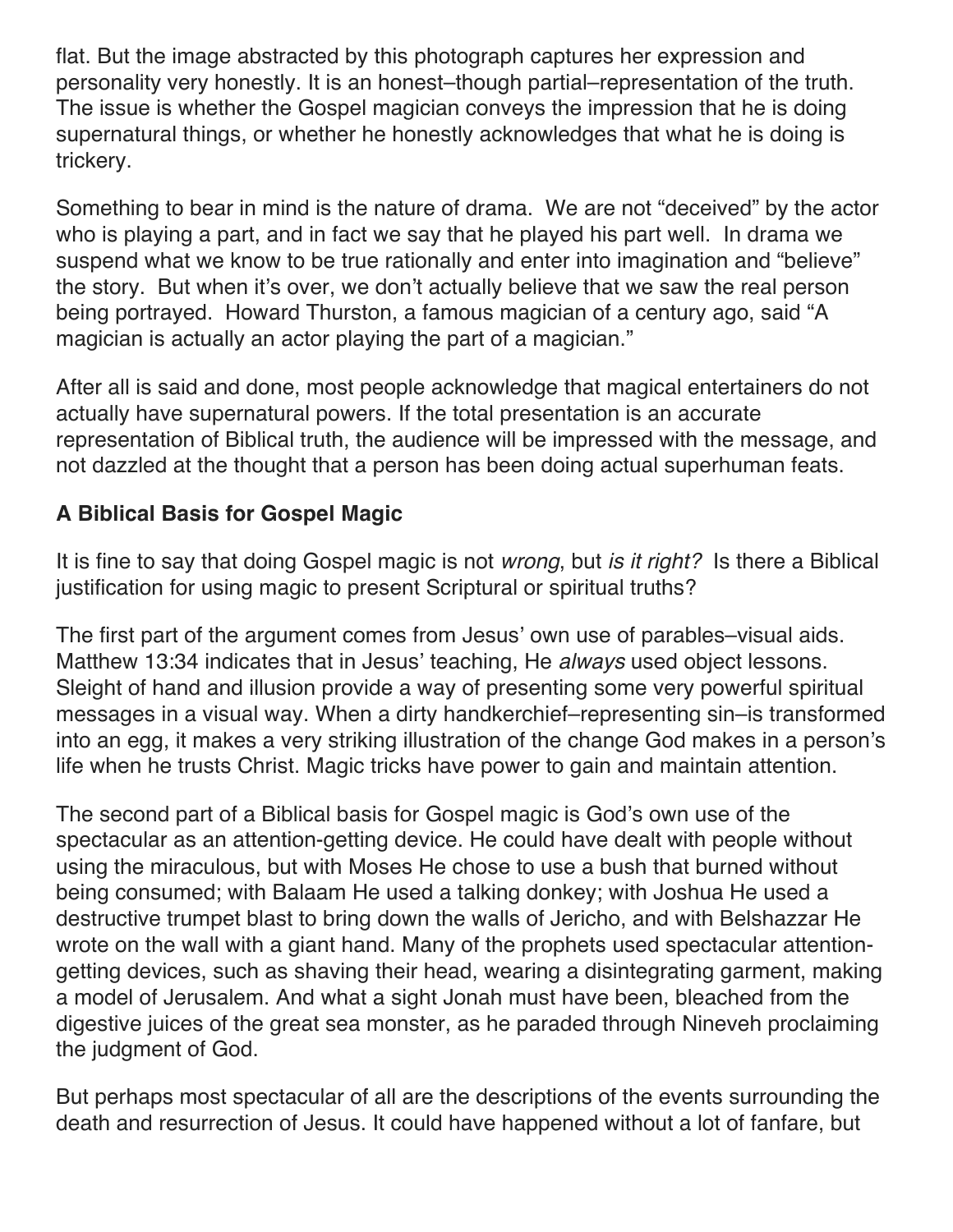flat. But the image abstracted by this photograph captures her expression and personality very honestly. It is an honest–though partial–representation of the truth. The issue is whether the Gospel magician conveys the impression that he is doing supernatural things, or whether he honestly acknowledges that what he is doing is trickery.

Something to bear in mind is the nature of drama. We are not "deceived" by the actor who is playing a part, and in fact we say that he played his part well. In drama we suspend what we know to be true rationally and enter into imagination and "believe" the story. But when it's over, we don't actually believe that we saw the real person being portrayed. Howard Thurston, a famous magician of a century ago, said "A magician is actually an actor playing the part of a magician."

After all is said and done, most people acknowledge that magical entertainers do not actually have supernatural powers. If the total presentation is an accurate representation of Biblical truth, the audience will be impressed with the message, and not dazzled at the thought that a person has been doing actual superhuman feats.

## A Biblical Basis for Gospel Magic

It is fine to say that doing Gospel magic is not *wrong*, but *is it right?* Is there a Biblical justification for using magic to present Scriptural or spiritual truths?

The first part of the argument comes from Jesus' own use of parables–visual aids. Matthew 13:34 indicates that in Jesus' teaching, He *always* used object lessons. Sleight of hand and illusion provide a way of presenting some very powerful spiritual messages in a visual way. When a dirty handkerchief–representing sin–is transformed into an egg, it makes a very striking illustration of the change God makes in a person's life when he trusts Christ. Magic tricks have power to gain and maintain attention.

The second part of a Biblical basis for Gospel magic is God's own use of the spectacular as an attention-getting device. He could have dealt with people without using the miraculous, but with Moses He chose to use a bush that burned without being consumed; with Balaam He used a talking donkey; with Joshua He used a destructive trumpet blast to bring down the walls of Jericho, and with Belshazzar He wrote on the wall with a giant hand. Many of the prophets used spectacular attention-getting devices, such as shaving their head, wearing a disintegrating garment, making a model of Jerusalem. And what a sight Jonah must have been, bleached from the digestive juices of the great sea monster, as he paraded through Nineveh proclaiming the judgment of God.

But perhaps most spectacular of all are the descriptions of the events surrounding the death and resurrection of Jesus. It could have happened without a lot of fanfare, but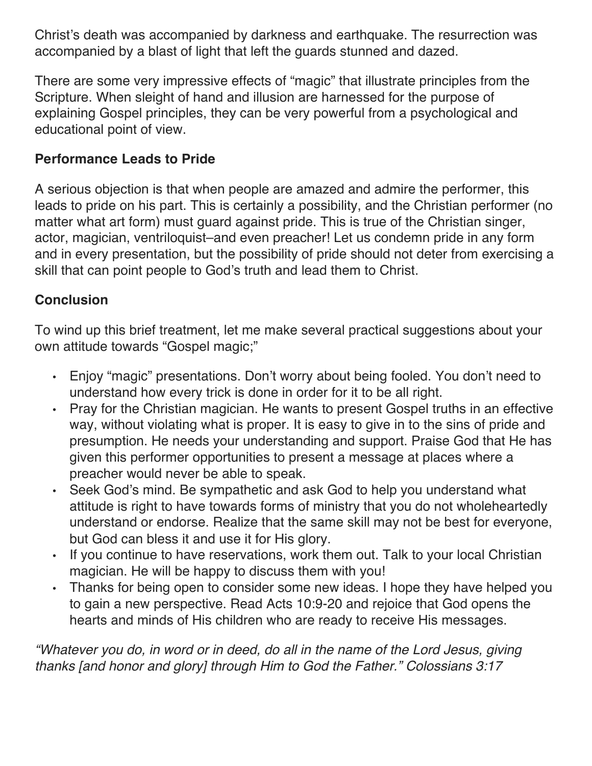Christ's death was accompanied by darkness and earthquake. The resurrection was accompanied by a blast of light that left the guards stunned and dazed.

There are some very impressive effects of "magic" that illustrate principles from the Scripture. When sleight of hand and illusion are harnessed for the purpose of explaining Gospel principles, they can be very powerful from a psychological and educational point of view.

**Performance Leads to Pride**

A serious objection is that when people are amazed and admire the performer, this leads to pride on his part. This is certainly a possibility, and the Christian performer (no matter what art form) must guard against pride. This is true of the Christian singer, actor, magician, ventriloquist–and even preacher! Let us condemn pride in any form and in every presentation, but the possibility of pride should not deter from exercising a skill that can point people to God's truth and lead them to Christ.

**Conclusion**

To wind up this brief treatment, let me make several practical suggestions about your own attitude towards "Gospel magic;"

- Enjoy "magic" presentations. Don't worry about being fooled. You don't need to understand how every trick is done in order for it to be all right.
- Pray for the Christian magician. He wants to present Gospel truths in an effective way, without violating what is proper. It is easy to give in to the sins of pride and presumption. He needs your understanding and support. Praise God that He has given this performer opportunities to present a message at places where a preacher would never be able to speak.
- Seek God's mind. Be sympathetic and ask God to help you understand what attitude is right to have towards forms of ministry that you do not wholeheartedly understand or endorse. Realize that the same skill may not be best for everyone, but God can bless it and use it for His glory.
- If you continue to have reservations, work them out. Talk to your local Christian magician. He will be happy to discuss them with you!
- Thanks for being open to consider some new ideas. I hope they have helped you to gain a new perspective. Read Acts 10:9-20 and rejoice that God opens the hearts and minds of His children who are ready to receive His messages.

*"Whatever you do, in word or in deed, do all in the name of the Lord Jesus, giving thanks [and honor and glory] through Him to God the Father." Colossians 3:17*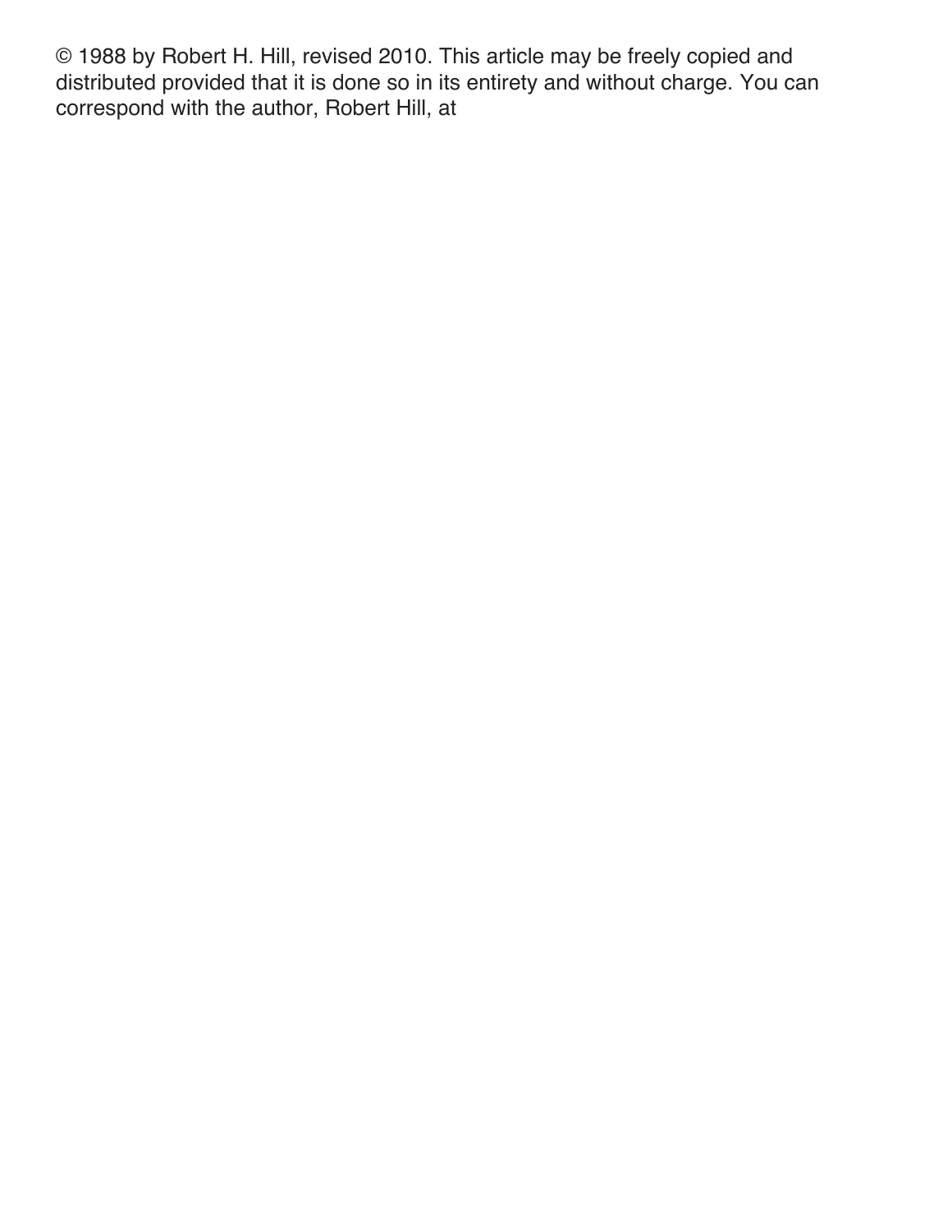© 1988 by Robert H. Hill, revised 2010. This article may be freely copied and distributed provided that it is done so in its entirety and without charge. You can correspond with the author, Robert Hill, at